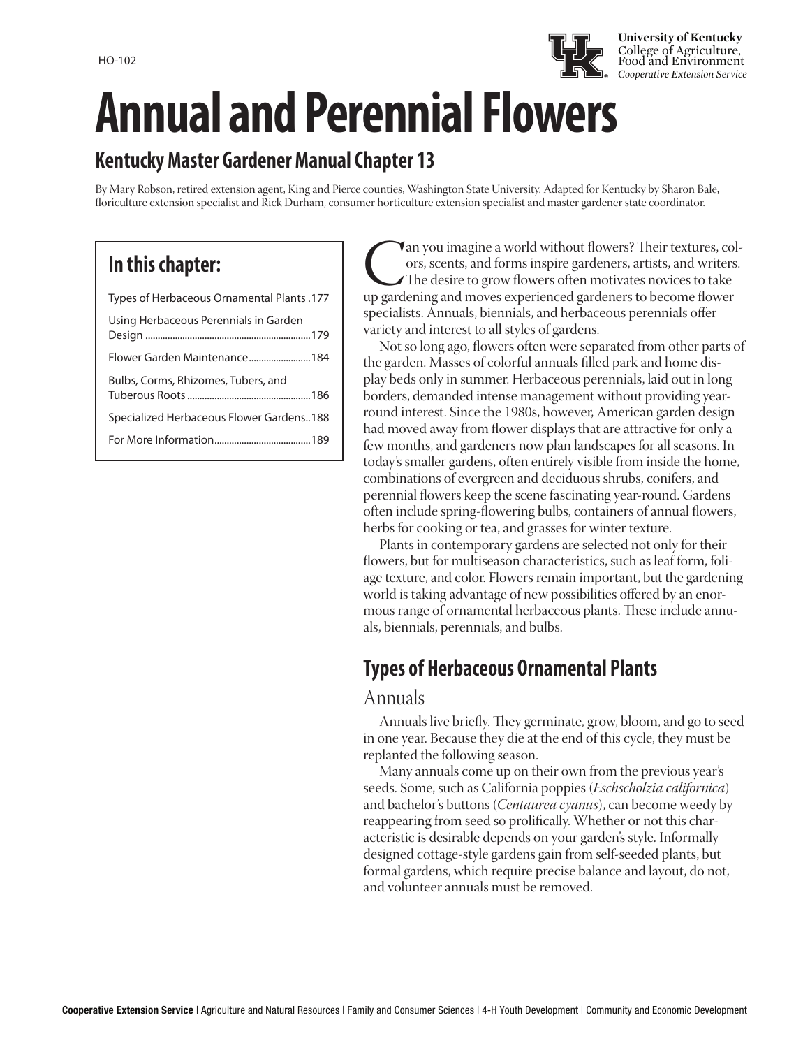HO-102

University of Kentucky
College of Agriculture, Food and Environment
*Cooperative Extension Service*

# Annual and Perennial Flowers

## Kentucky Master Gardener Manual Chapter 13

By Mary Robson, retired extension agent, King and Pierce counties, Washington State University. Adapted for Kentucky by Sharon Bale, floriculture extension specialist and Rick Durham, consumer horticulture extension specialist and master gardener state coordinator.

### In this chapter:

- Types of Herbaceous Ornamental Plants .177
- Using Herbaceous Perennials in Garden Design ..................................................179
- Flower Garden Maintenance.........................184
- Bulbs, Corms, Rhizomes, Tubers, and Tuberous Roots..................................................186
- Specialized Herbaceous Flower Gardens..188
- For More Information......................................189

Can you imagine a world without flowers? Their textures, colors, scents, and forms inspire gardeners, artists, and writers. The desire to grow flowers often motivates novices to take up gardening and moves experienced gardeners to become flower specialists. Annuals, biennials, and herbaceous perennials offer variety and interest to all styles of gardens.

Not so long ago, flowers often were separated from other parts of the garden. Masses of colorful annuals filled park and home display beds only in summer. Herbaceous perennials, laid out in long borders, demanded intense management without providing year-round interest. Since the 1980s, however, American garden design had moved away from flower displays that are attractive for only a few months, and gardeners now plan landscapes for all seasons. In today's smaller gardens, often entirely visible from inside the home, combinations of evergreen and deciduous shrubs, conifers, and perennial flowers keep the scene fascinating year-round. Gardens often include spring-flowering bulbs, containers of annual flowers, herbs for cooking or tea, and grasses for winter texture.

Plants in contemporary gardens are selected not only for their flowers, but for multiseason characteristics, such as leaf form, foliage texture, and color. Flowers remain important, but the gardening world is taking advantage of new possibilities offered by an enormous range of ornamental herbaceous plants. These include annuals, biennials, perennials, and bulbs.

## Types of Herbaceous Ornamental Plants

### Annuals

Annuals live briefly. They germinate, grow, bloom, and go to seed in one year. Because they die at the end of this cycle, they must be replanted the following season.

Many annuals come up on their own from the previous year's seeds. Some, such as California poppies (*Eschscholzia californica*) and bachelor's buttons (*Centaurea cyanus*), can become weedy by reappearing from seed so prolifically. Whether or not this characteristic is desirable depends on your garden's style. Informally designed cottage-style gardens gain from self-seeded plants, but formal gardens, which require precise balance and layout, do not, and volunteer annuals must be removed.

**Cooperative Extension Service** | Agriculture and Natural Resources | Family and Consumer Sciences | 4-H Youth Development | Community and Economic Development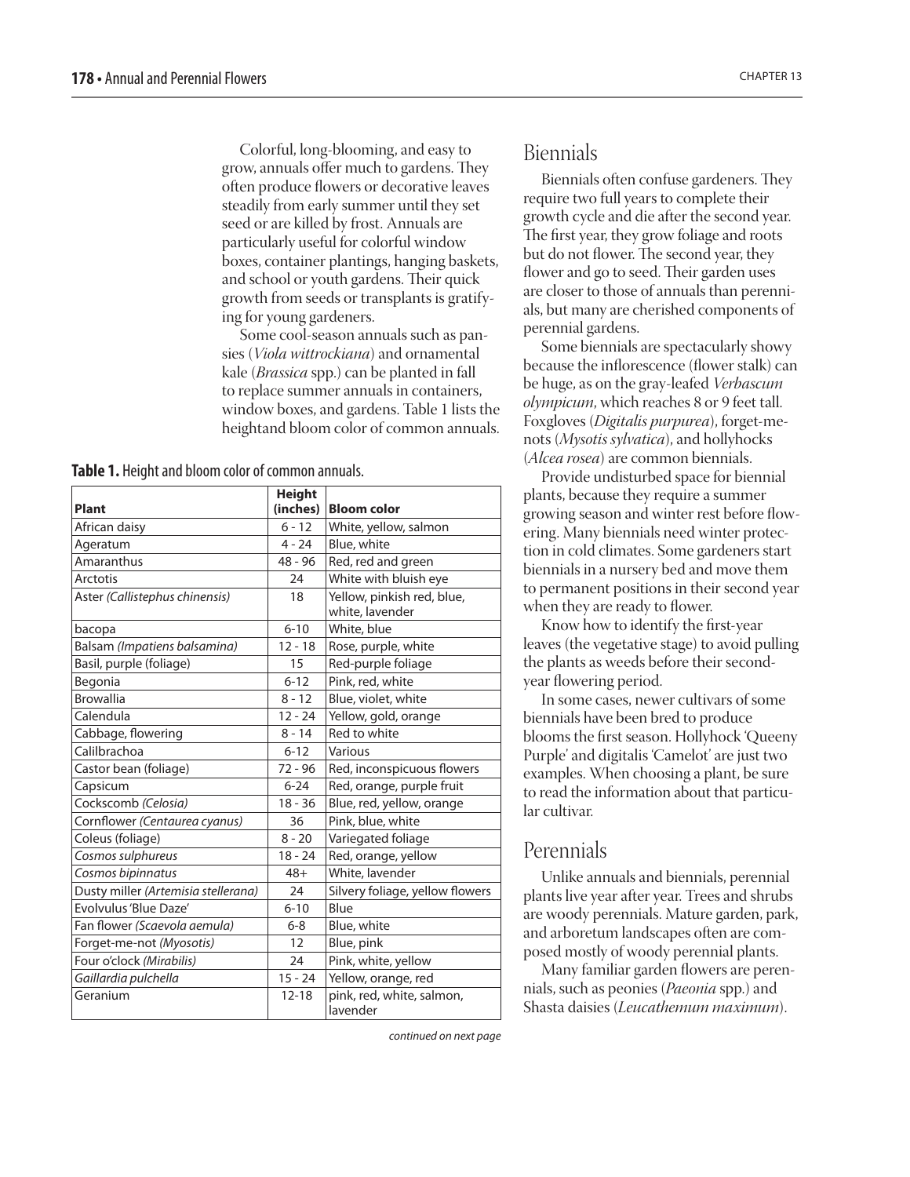Colorful, long-blooming, and easy to grow, annuals offer much to gardens. They often produce flowers or decorative leaves steadily from early summer until they set seed or are killed by frost. Annuals are particularly useful for colorful window boxes, container plantings, hanging baskets, and school or youth gardens. Their quick growth from seeds or transplants is gratifying for young gardeners.

Some cool-season annuals such as pansies (*Viola wittrockiana*) and ornamental kale (*Brassica* spp.) can be planted in fall to replace summer annuals in containers, window boxes, and gardens. Table 1 lists the heightand bloom color of common annuals.

**Table 1.** Height and bloom color of common annuals.

| Plant | Height (inches) | Bloom color |
|---|---|---|
| African daisy | 6 - 12 | White, yellow, salmon |
| Ageratum | 4 - 24 | Blue, white |
| Amaranthus | 48 - 96 | Red, red and green |
| Arctotis | 24 | White with bluish eye |
| Aster *(Callistephus chinensis)* | 18 | Yellow, pinkish red, blue, white, lavender |
| bacopa | 6-10 | White, blue |
| Balsam *(Impatiens balsamina)* | 12 - 18 | Rose, purple, white |
| Basil, purple (foliage) | 15 | Red-purple foliage |
| Begonia | 6-12 | Pink, red, white |
| Browallia | 8 - 12 | Blue, violet, white |
| Calendula | 12 - 24 | Yellow, gold, orange |
| Cabbage, flowering | 8 - 14 | Red to white |
| Calilbrachoa | 6-12 | Various |
| Castor bean (foliage) | 72 - 96 | Red, inconspicuous flowers |
| Capsicum | 6-24 | Red, orange, purple fruit |
| Cockscomb *(Celosia)* | 18 - 36 | Blue, red, yellow, orange |
| Cornflower *(Centaurea cyanus)* | 36 | Pink, blue, white |
| Coleus (foliage) | 8 - 20 | Variegated foliage |
| *Cosmos sulphureus* | 18 - 24 | Red, orange, yellow |
| *Cosmos bipinnatus* | 48+ | White, lavender |
| Dusty miller *(Artemisia stellerana)* | 24 | Silvery foliage, yellow flowers |
| Evolvulus 'Blue Daze' | 6-10 | Blue |
| Fan flower *(Scaevola aemula)* | 6-8 | Blue, white |
| Forget-me-not *(Myosotis)* | 12 | Blue, pink |
| Four o'clock *(Mirabilis)* | 24 | Pink, white, yellow |
| *Gaillardia pulchella* | 15 - 24 | Yellow, orange, red |
| Geranium | 12-18 | pink, red, white, salmon, lavender |

*continued on next page*

## Biennials

Biennials often confuse gardeners. They require two full years to complete their growth cycle and die after the second year. The first year, they grow foliage and roots but do not flower. The second year, they flower and go to seed. Their garden uses are closer to those of annuals than perennials, but many are cherished components of perennial gardens.

Some biennials are spectacularly showy because the inflorescence (flower stalk) can be huge, as on the gray-leafed *Verbascum olympicum*, which reaches 8 or 9 feet tall. Foxgloves (*Digitalis purpurea*), forget-me-nots (*Mysotis sylvatica*), and hollyhocks (*Alcea rosea*) are common biennials.

Provide undisturbed space for biennial plants, because they require a summer growing season and winter rest before flowering. Many biennials need winter protection in cold climates. Some gardeners start biennials in a nursery bed and move them to permanent positions in their second year when they are ready to flower.

Know how to identify the first-year leaves (the vegetative stage) to avoid pulling the plants as weeds before their second-year flowering period.

In some cases, newer cultivars of some biennials have been bred to produce blooms the first season. Hollyhock 'Queeny Purple' and digitalis 'Camelot' are just two examples. When choosing a plant, be sure to read the information about that particular cultivar.

## Perennials

Unlike annuals and biennials, perennial plants live year after year. Trees and shrubs are woody perennials. Mature garden, park, and arboretum landscapes often are composed mostly of woody perennial plants.

Many familiar garden flowers are perennials, such as peonies (*Paeonia* spp.) and Shasta daisies (*Leucathemum maximum*).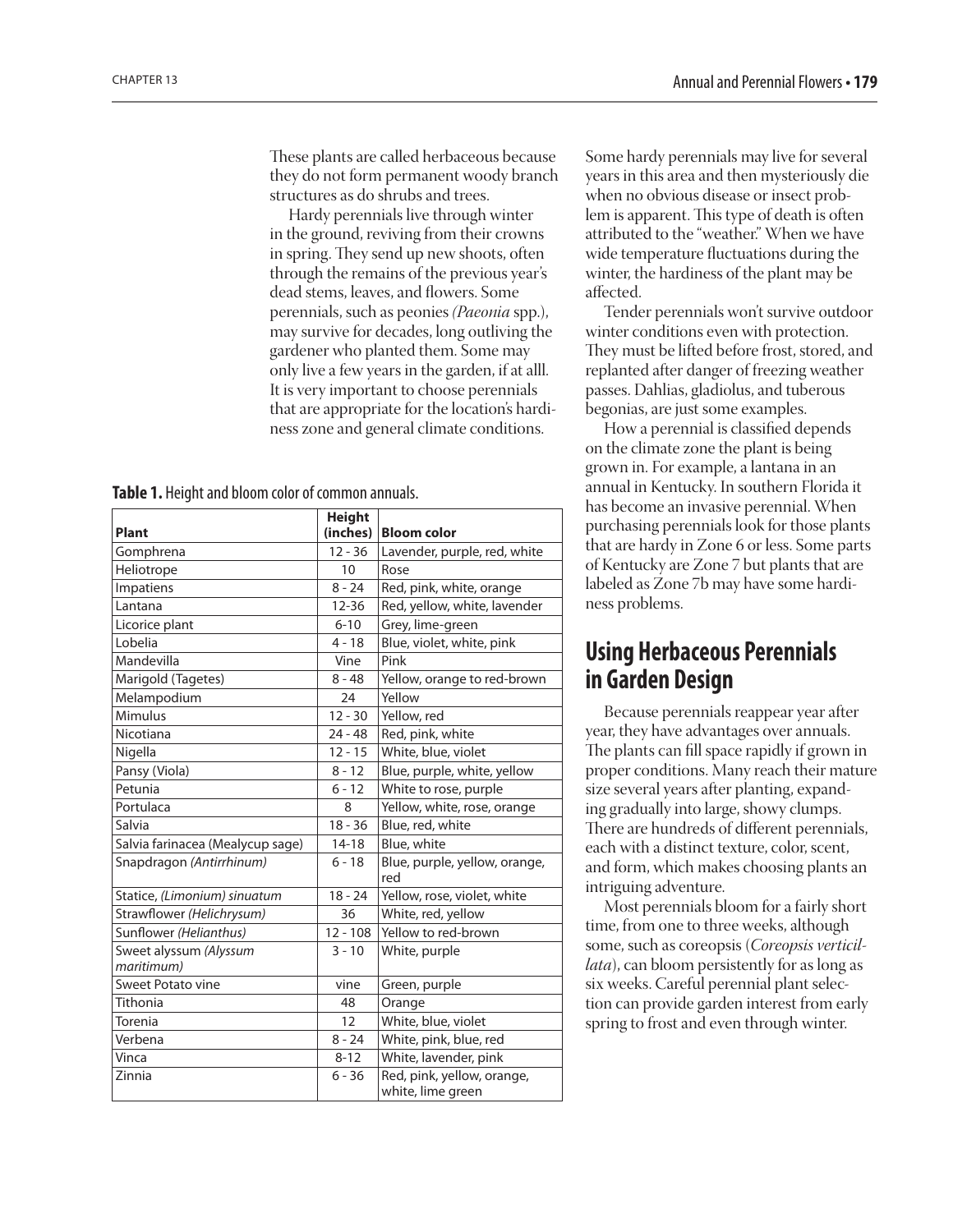These plants are called herbaceous because they do not form permanent woody branch structures as do shrubs and trees.

Hardy perennials live through winter in the ground, reviving from their crowns in spring. They send up new shoots, often through the remains of the previous year's dead stems, leaves, and flowers. Some perennials, such as peonies *(Paeonia* spp.), may survive for decades, long outliving the gardener who planted them. Some may only live a few years in the garden, if at alll. It is very important to choose perennials that are appropriate for the location's hardiness zone and general climate conditions.

**Table 1.** Height and bloom color of common annuals.

| Plant | Height (inches) | Bloom color |
|---|---|---|
| Gomphrena | 12 - 36 | Lavender, purple, red, white |
| Heliotrope | 10 | Rose |
| Impatiens | 8 - 24 | Red, pink, white, orange |
| Lantana | 12-36 | Red, yellow, white, lavender |
| Licorice plant | 6-10 | Grey, lime-green |
| Lobelia | 4 - 18 | Blue, violet, white, pink |
| Mandevilla | Vine | Pink |
| Marigold (Tagetes) | 8 - 48 | Yellow, orange to red-brown |
| Melampodium | 24 | Yellow |
| Mimulus | 12 - 30 | Yellow, red |
| Nicotiana | 24 - 48 | Red, pink, white |
| Nigella | 12 - 15 | White, blue, violet |
| Pansy (Viola) | 8 - 12 | Blue, purple, white, yellow |
| Petunia | 6 - 12 | White to rose, purple |
| Portulaca | 8 | Yellow, white, rose, orange |
| Salvia | 18 - 36 | Blue, red, white |
| Salvia farinacea (Mealycup sage) | 14-18 | Blue, white |
| Snapdragon *(Antirrhinum)* | 6 - 18 | Blue, purple, yellow, orange, red |
| Statice, *(Limonium) sinuatum* | 18 - 24 | Yellow, rose, violet, white |
| Strawflower *(Helichrysum)* | 36 | White, red, yellow |
| Sunflower *(Helianthus)* | 12 - 108 | Yellow to red-brown |
| Sweet alyssum *(Alyssum maritimum)* | 3 - 10 | White, purple |
| Sweet Potato vine | vine | Green, purple |
| Tithonia | 48 | Orange |
| Torenia | 12 | White, blue, violet |
| Verbena | 8 - 24 | White, pink, blue, red |
| Vinca | 8-12 | White, lavender, pink |
| Zinnia | 6 - 36 | Red, pink, yellow, orange, white, lime green |

Some hardy perennials may live for several years in this area and then mysteriously die when no obvious disease or insect problem is apparent. This type of death is often attributed to the "weather." When we have wide temperature fluctuations during the winter, the hardiness of the plant may be affected.

Tender perennials won't survive outdoor winter conditions even with protection. They must be lifted before frost, stored, and replanted after danger of freezing weather passes. Dahlias, gladiolus, and tuberous begonias, are just some examples.

How a perennial is classified depends on the climate zone the plant is being grown in. For example, a lantana in an annual in Kentucky. In southern Florida it has become an invasive perennial. When purchasing perennials look for those plants that are hardy in Zone 6 or less. Some parts of Kentucky are Zone 7 but plants that are labeled as Zone 7b may have some hardiness problems.

## Using Herbaceous Perennials in Garden Design

Because perennials reappear year after year, they have advantages over annuals. The plants can fill space rapidly if grown in proper conditions. Many reach their mature size several years after planting, expanding gradually into large, showy clumps. There are hundreds of different perennials, each with a distinct texture, color, scent, and form, which makes choosing plants an intriguing adventure.

Most perennials bloom for a fairly short time, from one to three weeks, although some, such as coreopsis (*Coreopsis verticillata*), can bloom persistently for as long as six weeks. Careful perennial plant selection can provide garden interest from early spring to frost and even through winter.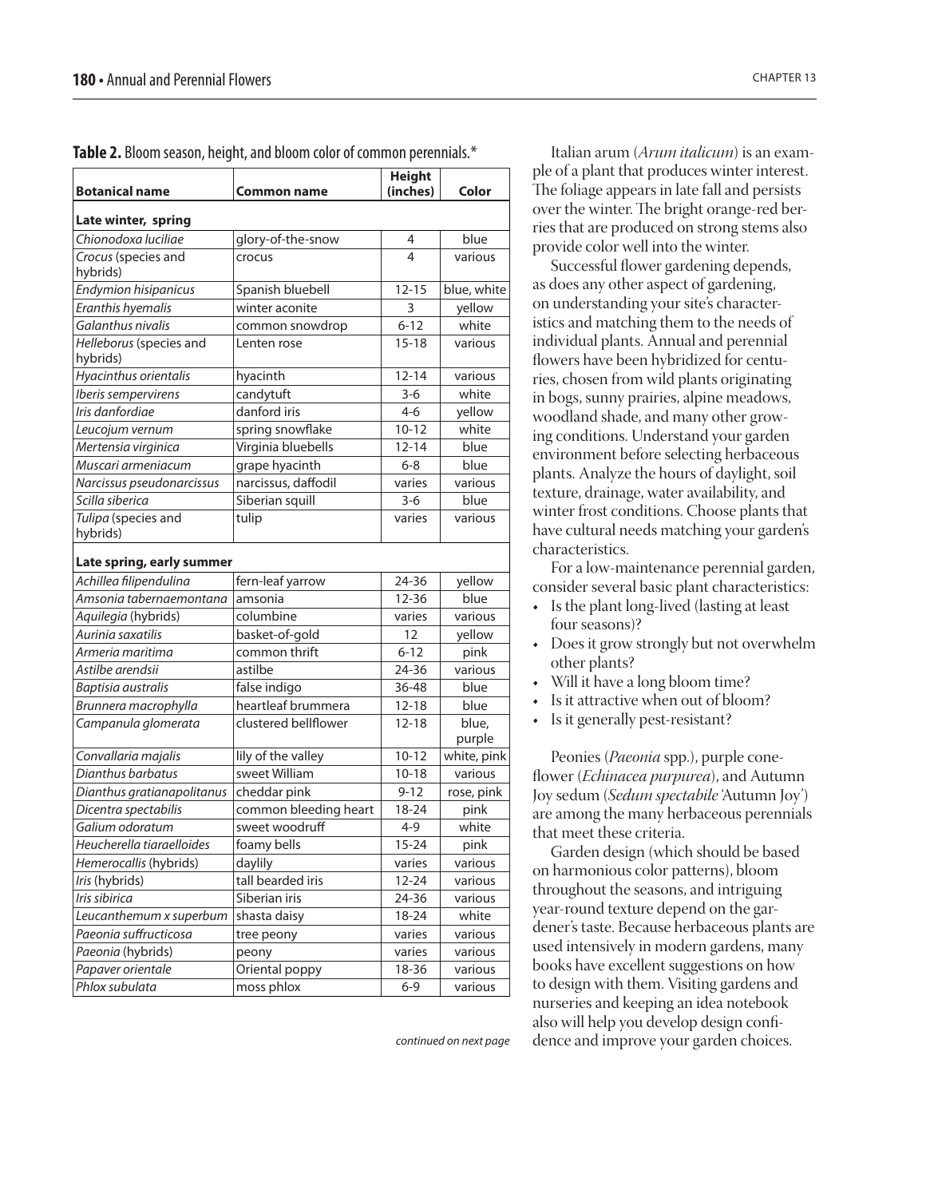**Table 2.** Bloom season, height, and bloom color of common perennials.*

| Botanical name | Common name | Height (inches) | Color |
|---|---|---|---|
| **Late winter, spring** | | | |
| *Chionodoxa luciliae* | glory-of-the-snow | 4 | blue |
| *Crocus* (species and hybrids) | crocus | 4 | various |
| *Endymion hisipanicus* | Spanish bluebell | 12-15 | blue, white |
| *Eranthis hyemalis* | winter aconite | 3 | yellow |
| *Galanthus nivalis* | common snowdrop | 6-12 | white |
| *Helleborus* (species and hybrids) | Lenten rose | 15-18 | various |
| *Hyacinthus orientalis* | hyacinth | 12-14 | various |
| *Iberis sempervirens* | candytuft | 3-6 | white |
| *Iris danfordiae* | danford iris | 4-6 | yellow |
| *Leucojum vernum* | spring snowflake | 10-12 | white |
| *Mertensia virginica* | Virginia bluebells | 12-14 | blue |
| *Muscari armeniacum* | grape hyacinth | 6-8 | blue |
| *Narcissus pseudonarcissus* | narcissus, daffodil | varies | various |
| *Scilla siberica* | Siberian squill | 3-6 | blue |
| *Tulipa* (species and hybrids) | tulip | varies | various |
| **Late spring, early summer** | | | |
| *Achillea filipendulina* | fern-leaf yarrow | 24-36 | yellow |
| *Amsonia tabernaemontana* | amsonia | 12-36 | blue |
| *Aquilegia* (hybrids) | columbine | varies | various |
| *Aurinia saxatilis* | basket-of-gold | 12 | yellow |
| *Armeria maritima* | common thrift | 6-12 | pink |
| *Astilbe arendsii* | astilbe | 24-36 | various |
| *Baptisia australis* | false indigo | 36-48 | blue |
| *Brunnera macrophylla* | heartleaf brummera | 12-18 | blue |
| *Campanula glomerata* | clustered bellflower | 12-18 | blue, purple |
| *Convallaria majalis* | lily of the valley | 10-12 | white, pink |
| *Dianthus barbatus* | sweet William | 10-18 | various |
| *Dianthus gratianapolitanus* | cheddar pink | 9-12 | rose, pink |
| *Dicentra spectabilis* | common bleeding heart | 18-24 | pink |
| *Galium odoratum* | sweet woodruff | 4-9 | white |
| *Heucherella tiaraelloides* | foamy bells | 15-24 | pink |
| *Hemerocallis* (hybrids) | daylily | varies | various |
| *Iris* (hybrids) | tall bearded iris | 12-24 | various |
| *Iris sibirica* | Siberian iris | 24-36 | various |
| *Leucanthemum x superbum* | shasta daisy | 18-24 | white |
| *Paeonia suffructicosa* | tree peony | varies | various |
| *Paeonia* (hybrids) | peony | varies | various |
| *Papaver orientale* | Oriental poppy | 18-36 | various |
| *Phlox subulata* | moss phlox | 6-9 | various |

*continued on next page*

Italian arum (*Arum italicum*) is an example of a plant that produces winter interest. The foliage appears in late fall and persists over the winter. The bright orange-red berries that are produced on strong stems also provide color well into the winter.

Successful flower gardening depends, as does any other aspect of gardening, on understanding your site's characteristics and matching them to the needs of individual plants. Annual and perennial flowers have been hybridized for centuries, chosen from wild plants originating in bogs, sunny prairies, alpine meadows, woodland shade, and many other growing conditions. Understand your garden environment before selecting herbaceous plants. Analyze the hours of daylight, soil texture, drainage, water availability, and winter frost conditions. Choose plants that have cultural needs matching your garden's characteristics.

For a low-maintenance perennial garden, consider several basic plant characteristics:

- Is the plant long-lived (lasting at least four seasons)?
- Does it grow strongly but not overwhelm other plants?
- Will it have a long bloom time?
- Is it attractive when out of bloom?
- Is it generally pest-resistant?

Peonies (*Paeonia* spp.), purple coneflower (*Echinacea purpurea*), and Autumn Joy sedum (*Sedum spectabile* 'Autumn Joy') are among the many herbaceous perennials that meet these criteria.

Garden design (which should be based on harmonious color patterns), bloom throughout the seasons, and intriguing year-round texture depend on the gardener's taste. Because herbaceous plants are used intensively in modern gardens, many books have excellent suggestions on how to design with them. Visiting gardens and nurseries and keeping an idea notebook also will help you develop design confidence and improve your garden choices.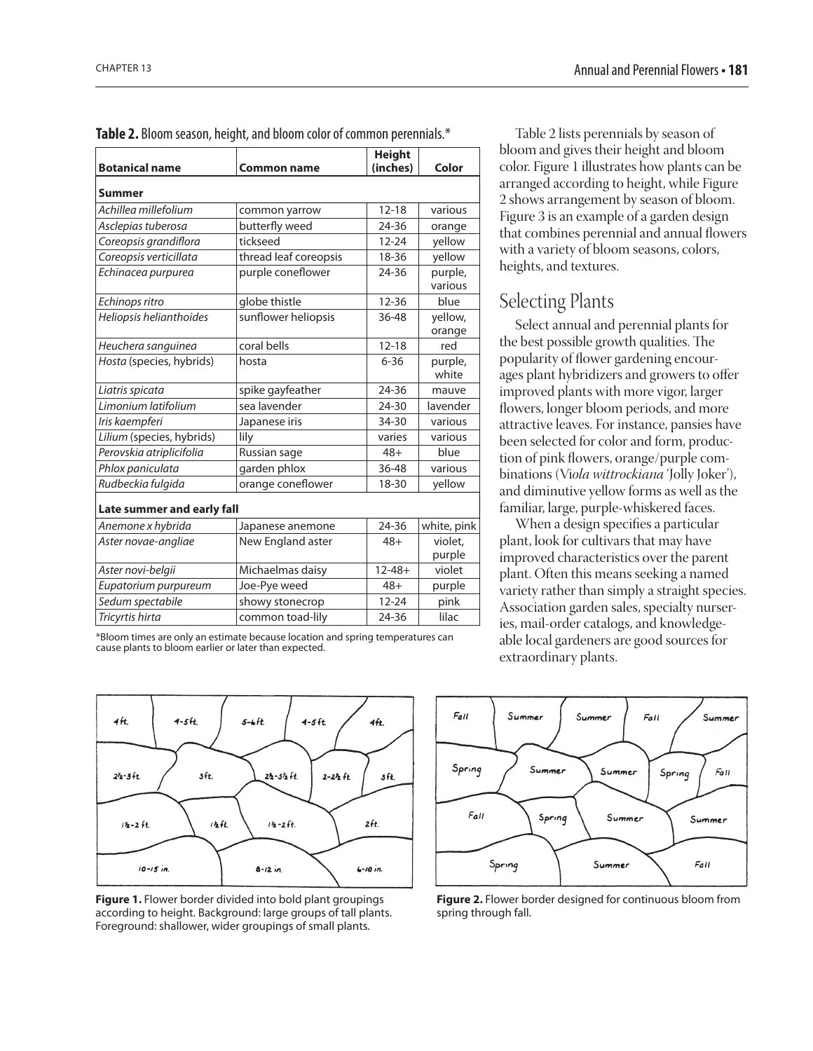**Table 2.** Bloom season, height, and bloom color of common perennials.*

| Botanical name | Common name | Height (inches) | Color |
|---|---|---|---|
| **Summer** | | | |
| *Achillea millefolium* | common yarrow | 12-18 | various |
| *Asclepias tuberosa* | butterfly weed | 24-36 | orange |
| *Coreopsis grandiflora* | tickseed | 12-24 | yellow |
| *Coreopsis verticillata* | thread leaf coreopsis | 18-36 | yellow |
| *Echinacea purpurea* | purple coneflower | 24-36 | purple, various |
| *Echinops ritro* | globe thistle | 12-36 | blue |
| *Heliopsis helianthoides* | sunflower heliopsis | 36-48 | yellow, orange |
| *Heuchera sanguinea* | coral bells | 12-18 | red |
| *Hosta* (species, hybrids) | hosta | 6-36 | purple, white |
| *Liatris spicata* | spike gayfeather | 24-36 | mauve |
| *Limonium latifolium* | sea lavender | 24-30 | lavender |
| *Iris kaempferi* | Japanese iris | 34-30 | various |
| *Lilium* (species, hybrids) | lily | varies | various |
| *Perovskia atriplicifolia* | Russian sage | 48+ | blue |
| *Phlox paniculata* | garden phlox | 36-48 | various |
| *Rudbeckia fulgida* | orange coneflower | 18-30 | yellow |
| **Late summer and early fall** | | | |
| *Anemone x hybrida* | Japanese anemone | 24-36 | white, pink |
| *Aster novae-angliae* | New England aster | 48+ | violet, purple |
| *Aster novi-belgii* | Michaelmas daisy | 12-48+ | violet |
| *Eupatorium purpureum* | Joe-Pye weed | 48+ | purple |
| *Sedum spectabile* | showy stonecrop | 12-24 | pink |
| *Tricyrtis hirta* | common toad-lily | 24-36 | lilac |

*Bloom times are only an estimate because location and spring temperatures can cause plants to bloom earlier or later than expected.

Table 2 lists perennials by season of bloom and gives their height and bloom color. Figure 1 illustrates how plants can be arranged according to height, while Figure 2 shows arrangement by season of bloom. Figure 3 is an example of a garden design that combines perennial and annual flowers with a variety of bloom seasons, colors, heights, and textures.

## Selecting Plants

Select annual and perennial plants for the best possible growth qualities. The popularity of flower gardening encourages plant hybridizers and growers to offer improved plants with more vigor, larger flowers, longer bloom periods, and more attractive leaves. For instance, pansies have been selected for color and form, production of pink flowers, orange/purple combinations (*Viola wittrockiana* 'Jolly Joker'), and diminutive yellow forms as well as the familiar, large, purple-whiskered faces.

When a design specifies a particular plant, look for cultivars that may have improved characteristics over the parent plant. Often this means seeking a named variety rather than simply a straight species. Association garden sales, specialty nurseries, mail-order catalogs, and knowledgeable local gardeners are good sources for extraordinary plants.

**Figure 1.** Flower border divided into bold plant groupings according to height. Background: large groups of tall plants. Foreground: shallower, wider groupings of small plants.

**Figure 2.** Flower border designed for continuous bloom from spring through fall.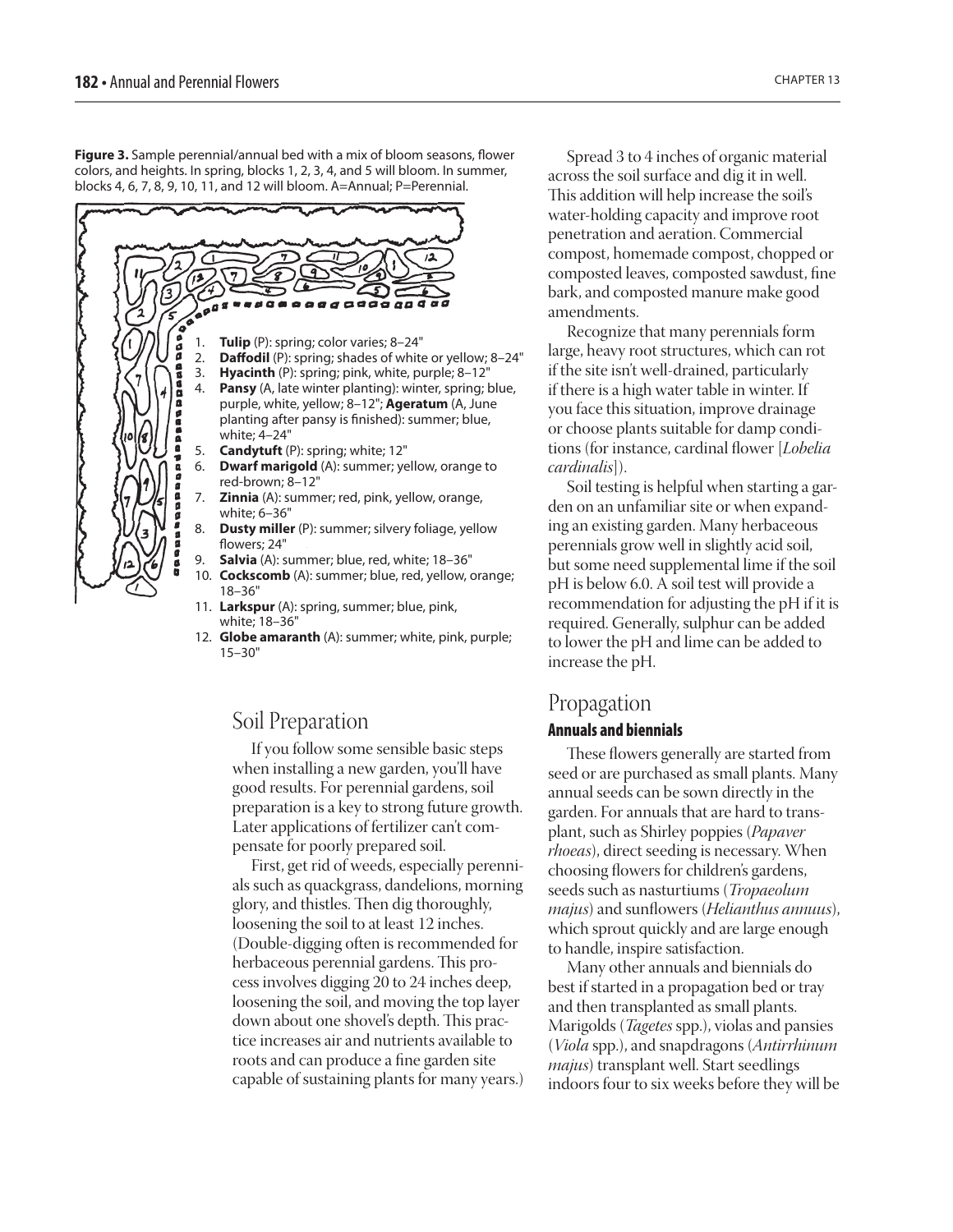**Figure 3.** Sample perennial/annual bed with a mix of bloom seasons, flower colors, and heights. In spring, blocks 1, 2, 3, 4, and 5 will bloom. In summer, blocks 4, 6, 7, 8, 9, 10, 11, and 12 will bloom. A=Annual; P=Perennial.

1. **Tulip** (P): spring; color varies; 8–24"
2. **Daffodil** (P): spring; shades of white or yellow; 8–24"
3. **Hyacinth** (P): spring; pink, white, purple; 8–12"
4. **Pansy** (A, late winter planting): winter, spring; blue, purple, white, yellow; 8–12"; **Ageratum** (A, June planting after pansy is finished): summer; blue, white; 4–24"
5. **Candytuft** (P): spring; white; 12"
6. **Dwarf marigold** (A): summer; yellow, orange to red-brown; 8–12"
7. **Zinnia** (A): summer; red, pink, yellow, orange, white; 6–36"
8. **Dusty miller** (P): summer; silvery foliage, yellow flowers; 24"
9. **Salvia** (A): summer; blue, red, white; 18–36"
10. **Cockscomb** (A): summer; blue, red, yellow, orange; 18–36"
11. **Larkspur** (A): spring, summer; blue, pink, white; 18–36"
12. **Globe amaranth** (A): summer; white, pink, purple; 15–30"

## Soil Preparation

If you follow some sensible basic steps when installing a new garden, you'll have good results. For perennial gardens, soil preparation is a key to strong future growth. Later applications of fertilizer can't compensate for poorly prepared soil.

First, get rid of weeds, especially perennials such as quackgrass, dandelions, morning glory, and thistles. Then dig thoroughly, loosening the soil to at least 12 inches. (Double-digging often is recommended for herbaceous perennial gardens. This process involves digging 20 to 24 inches deep, loosening the soil, and moving the top layer down about one shovel's depth. This practice increases air and nutrients available to roots and can produce a fine garden site capable of sustaining plants for many years.)

Spread 3 to 4 inches of organic material across the soil surface and dig it in well. This addition will help increase the soil's water-holding capacity and improve root penetration and aeration. Commercial compost, homemade compost, chopped or composted leaves, composted sawdust, fine bark, and composted manure make good amendments.

Recognize that many perennials form large, heavy root structures, which can rot if the site isn't well-drained, particularly if there is a high water table in winter. If you face this situation, improve drainage or choose plants suitable for damp conditions (for instance, cardinal flower [*Lobelia cardinalis*]).

Soil testing is helpful when starting a garden on an unfamiliar site or when expanding an existing garden. Many herbaceous perennials grow well in slightly acid soil, but some need supplemental lime if the soil pH is below 6.0. A soil test will provide a recommendation for adjusting the pH if it is required. Generally, sulphur can be added to lower the pH and lime can be added to increase the pH.

## Propagation

### Annuals and biennials

These flowers generally are started from seed or are purchased as small plants. Many annual seeds can be sown directly in the garden. For annuals that are hard to transplant, such as Shirley poppies (*Papaver rhoeas*), direct seeding is necessary. When choosing flowers for children's gardens, seeds such as nasturtiums (*Tropaeolum majus*) and sunflowers (*Helianthus annuus*), which sprout quickly and are large enough to handle, inspire satisfaction.

Many other annuals and biennials do best if started in a propagation bed or tray and then transplanted as small plants. Marigolds (*Tagetes* spp.), violas and pansies (*Viola* spp.), and snapdragons (*Antirrhinum majus*) transplant well. Start seedlings indoors four to six weeks before they will be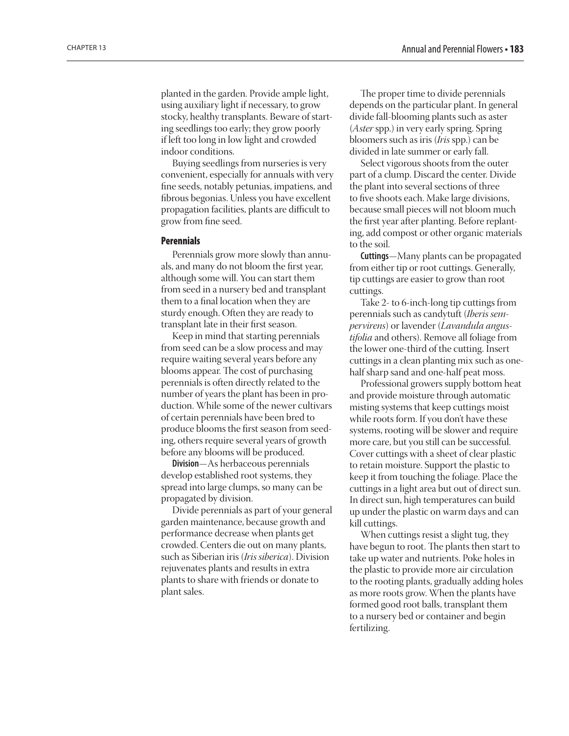planted in the garden. Provide ample light, using auxiliary light if necessary, to grow stocky, healthy transplants. Beware of starting seedlings too early; they grow poorly if left too long in low light and crowded indoor conditions.

Buying seedlings from nurseries is very convenient, especially for annuals with very fine seeds, notably petunias, impatiens, and fibrous begonias. Unless you have excellent propagation facilities, plants are difficult to grow from fine seed.

### Perennials

Perennials grow more slowly than annuals, and many do not bloom the first year, although some will. You can start them from seed in a nursery bed and transplant them to a final location when they are sturdy enough. Often they are ready to transplant late in their first season.

Keep in mind that starting perennials from seed can be a slow process and may require waiting several years before any blooms appear. The cost of purchasing perennials is often directly related to the number of years the plant has been in production. While some of the newer cultivars of certain perennials have been bred to produce blooms the first season from seeding, others require several years of growth before any blooms will be produced.

**Division**—As herbaceous perennials develop established root systems, they spread into large clumps, so many can be propagated by division.

Divide perennials as part of your general garden maintenance, because growth and performance decrease when plants get crowded. Centers die out on many plants, such as Siberian iris (*Iris siberica*). Division rejuvenates plants and results in extra plants to share with friends or donate to plant sales.

The proper time to divide perennials depends on the particular plant. In general divide fall-blooming plants such as aster (*Aster* spp.) in very early spring. Spring bloomers such as iris (*Iris* spp.) can be divided in late summer or early fall.

Select vigorous shoots from the outer part of a clump. Discard the center. Divide the plant into several sections of three to five shoots each. Make large divisions, because small pieces will not bloom much the first year after planting. Before replanting, add compost or other organic materials to the soil.

**Cuttings**—Many plants can be propagated from either tip or root cuttings. Generally, tip cuttings are easier to grow than root cuttings.

Take 2- to 6-inch-long tip cuttings from perennials such as candytuft (*Iberis sempervirens*) or lavender (*Lavandula angustifolia* and others). Remove all foliage from the lower one-third of the cutting. Insert cuttings in a clean planting mix such as one-half sharp sand and one-half peat moss.

Professional growers supply bottom heat and provide moisture through automatic misting systems that keep cuttings moist while roots form. If you don't have these systems, rooting will be slower and require more care, but you still can be successful. Cover cuttings with a sheet of clear plastic to retain moisture. Support the plastic to keep it from touching the foliage. Place the cuttings in a light area but out of direct sun. In direct sun, high temperatures can build up under the plastic on warm days and can kill cuttings.

When cuttings resist a slight tug, they have begun to root. The plants then start to take up water and nutrients. Poke holes in the plastic to provide more air circulation to the rooting plants, gradually adding holes as more roots grow. When the plants have formed good root balls, transplant them to a nursery bed or container and begin fertilizing.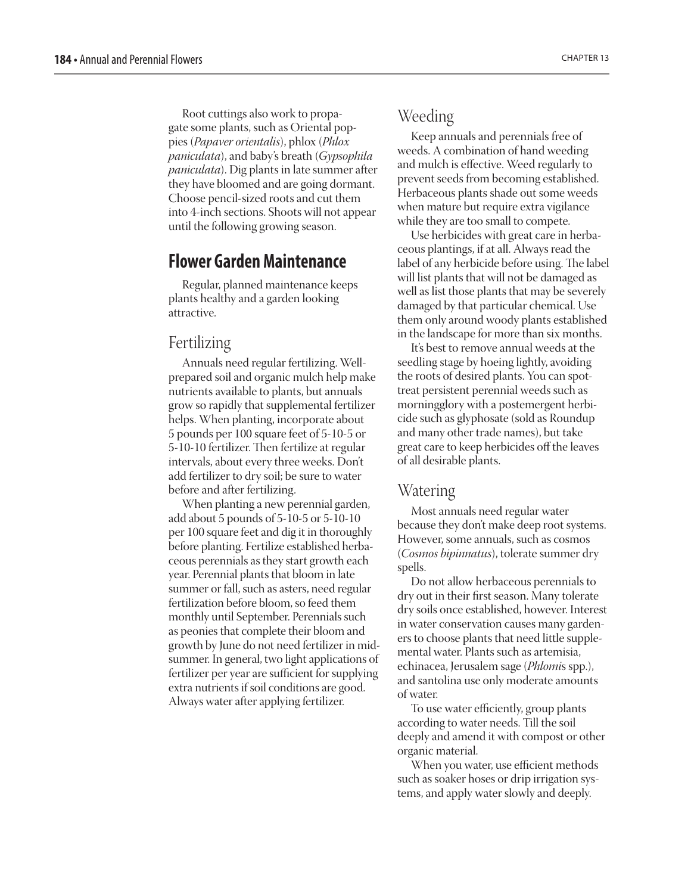Root cuttings also work to propagate some plants, such as Oriental poppies (*Papaver orientalis*), phlox (*Phlox paniculata*), and baby's breath (*Gypsophila paniculata*). Dig plants in late summer after they have bloomed and are going dormant. Choose pencil-sized roots and cut them into 4-inch sections. Shoots will not appear until the following growing season.

## Flower Garden Maintenance

Regular, planned maintenance keeps plants healthy and a garden looking attractive.

### Fertilizing

Annuals need regular fertilizing. Well-prepared soil and organic mulch help make nutrients available to plants, but annuals grow so rapidly that supplemental fertilizer helps. When planting, incorporate about 5 pounds per 100 square feet of 5-10-5 or 5-10-10 fertilizer. Then fertilize at regular intervals, about every three weeks. Don't add fertilizer to dry soil; be sure to water before and after fertilizing.

When planting a new perennial garden, add about 5 pounds of 5-10-5 or 5-10-10 per 100 square feet and dig it in thoroughly before planting. Fertilize established herbaceous perennials as they start growth each year. Perennial plants that bloom in late summer or fall, such as asters, need regular fertilization before bloom, so feed them monthly until September. Perennials such as peonies that complete their bloom and growth by June do not need fertilizer in midsummer. In general, two light applications of fertilizer per year are sufficient for supplying extra nutrients if soil conditions are good. Always water after applying fertilizer.

### Weeding

Keep annuals and perennials free of weeds. A combination of hand weeding and mulch is effective. Weed regularly to prevent seeds from becoming established. Herbaceous plants shade out some weeds when mature but require extra vigilance while they are too small to compete.

Use herbicides with great care in herbaceous plantings, if at all. Always read the label of any herbicide before using. The label will list plants that will not be damaged as well as list those plants that may be severely damaged by that particular chemical. Use them only around woody plants established in the landscape for more than six months.

It's best to remove annual weeds at the seedling stage by hoeing lightly, avoiding the roots of desired plants. You can spot-treat persistent perennial weeds such as morningglory with a postemergent herbicide such as glyphosate (sold as Roundup and many other trade names), but take great care to keep herbicides off the leaves of all desirable plants.

### Watering

Most annuals need regular water because they don't make deep root systems. However, some annuals, such as cosmos (*Cosmos bipinnatus*), tolerate summer dry spells.

Do not allow herbaceous perennials to dry out in their first season. Many tolerate dry soils once established, however. Interest in water conservation causes many gardeners to choose plants that need little supplemental water. Plants such as artemisia, echinacea, Jerusalem sage (*Phlomis* spp.), and santolina use only moderate amounts of water.

To use water efficiently, group plants according to water needs. Till the soil deeply and amend it with compost or other organic material.

When you water, use efficient methods such as soaker hoses or drip irrigation systems, and apply water slowly and deeply.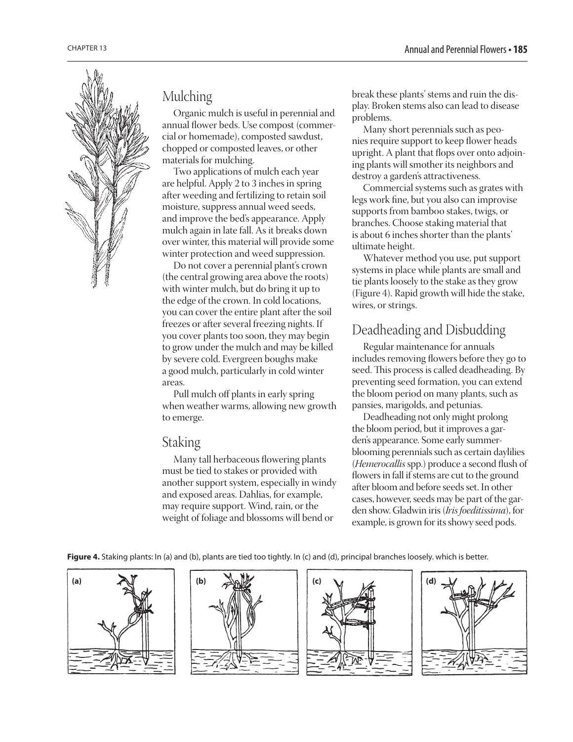## Mulching

Organic mulch is useful in perennial and annual flower beds. Use compost (commercial or homemade), composted sawdust, chopped or composted leaves, or other materials for mulching.

Two applications of mulch each year are helpful. Apply 2 to 3 inches in spring after weeding and fertilizing to retain soil moisture, suppress annual weed seeds, and improve the bed's appearance. Apply mulch again in late fall. As it breaks down over winter, this material will provide some winter protection and weed suppression.

Do not cover a perennial plant's crown (the central growing area above the roots) with winter mulch, but do bring it up to the edge of the crown. In cold locations, you can cover the entire plant after the soil freezes or after several freezing nights. If you cover plants too soon, they may begin to grow under the mulch and may be killed by severe cold. Evergreen boughs make a good mulch, particularly in cold winter areas.

Pull mulch off plants in early spring when weather warms, allowing new growth to emerge.

## Staking

Many tall herbaceous flowering plants must be tied to stakes or provided with another support system, especially in windy and exposed areas. Dahlias, for example, may require support. Wind, rain, or the weight of foliage and blossoms will bend or break these plants' stems and ruin the display. Broken stems also can lead to disease problems.

Many short perennials such as peonies require support to keep flower heads upright. A plant that flops over onto adjoining plants will smother its neighbors and destroy a garden's attractiveness.

Commercial systems such as grates with legs work fine, but you also can improvise supports from bamboo stakes, twigs, or branches. Choose staking material that is about 6 inches shorter than the plants' ultimate height.

Whatever method you use, put support systems in place while plants are small and tie plants loosely to the stake as they grow (Figure 4). Rapid growth will hide the stake, wires, or strings.

## Deadheading and Disbudding

Regular maintenance for annuals includes removing flowers before they go to seed. This process is called deadheading. By preventing seed formation, you can extend the bloom period on many plants, such as pansies, marigolds, and petunias.

Deadheading not only might prolong the bloom period, but it improves a garden's appearance. Some early summer-blooming perennials such as certain daylilies (*Hemerocallis* spp.) produce a second flush of flowers in fall if stems are cut to the ground after bloom and before seeds set. In other cases, however, seeds may be part of the garden show. Gladwin iris (*Iris foeditissima*), for example, is grown for its showy seed pods.

**Figure 4.** Staking plants: In (a) and (b), plants are tied too tightly. In (c) and (d), principal branches loosely. which is better.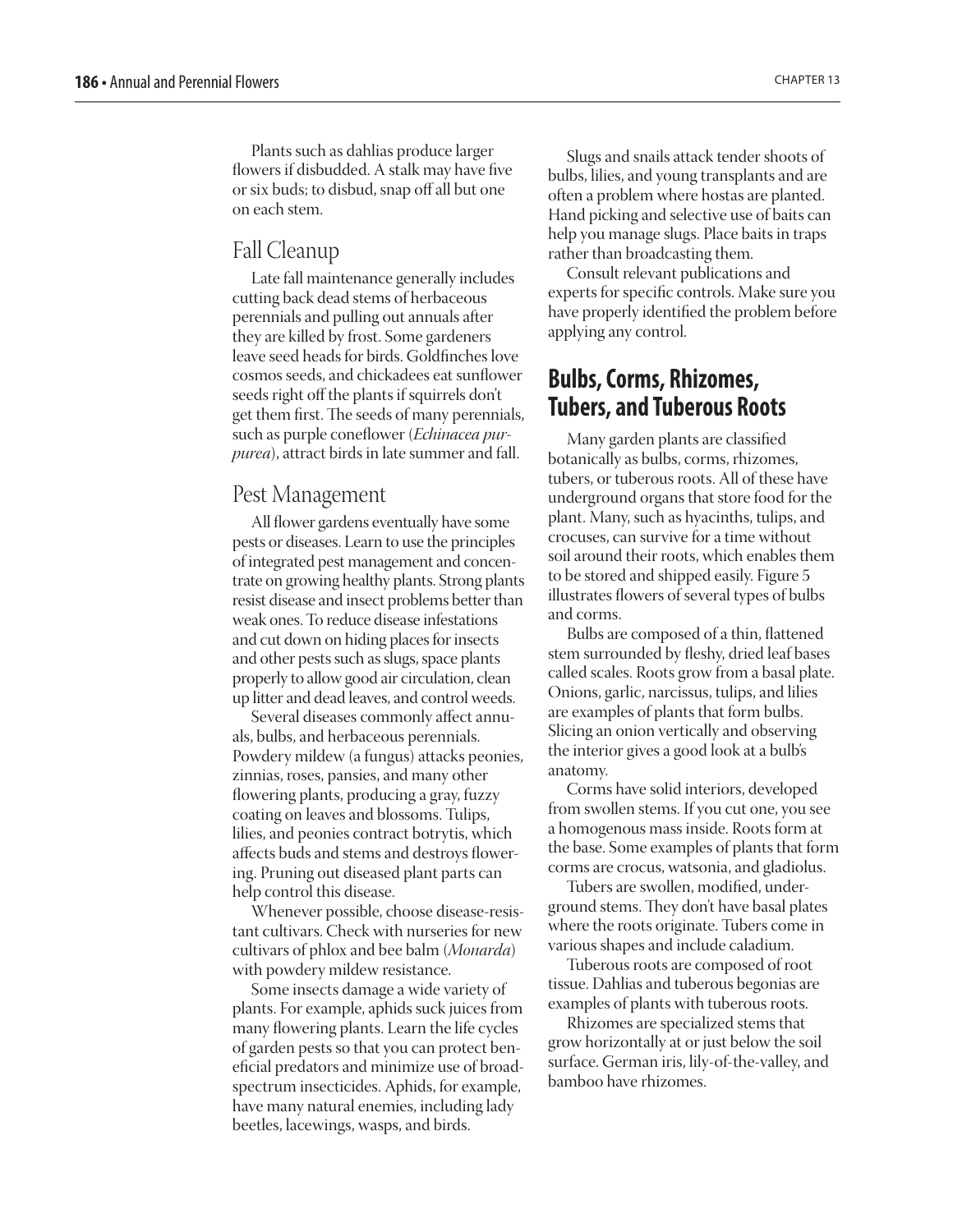Plants such as dahlias produce larger flowers if disbudded. A stalk may have five or six buds; to disbud, snap off all but one on each stem.

### Fall Cleanup

Late fall maintenance generally includes cutting back dead stems of herbaceous perennials and pulling out annuals after they are killed by frost. Some gardeners leave seed heads for birds. Goldfinches love cosmos seeds, and chickadees eat sunflower seeds right off the plants if squirrels don't get them first. The seeds of many perennials, such as purple coneflower (*Echinacea purpurea*), attract birds in late summer and fall.

### Pest Management

All flower gardens eventually have some pests or diseases. Learn to use the principles of integrated pest management and concentrate on growing healthy plants. Strong plants resist disease and insect problems better than weak ones. To reduce disease infestations and cut down on hiding places for insects and other pests such as slugs, space plants properly to allow good air circulation, clean up litter and dead leaves, and control weeds.

Several diseases commonly affect annuals, bulbs, and herbaceous perennials. Powdery mildew (a fungus) attacks peonies, zinnias, roses, pansies, and many other flowering plants, producing a gray, fuzzy coating on leaves and blossoms. Tulips, lilies, and peonies contract botrytis, which affects buds and stems and destroys flowering. Pruning out diseased plant parts can help control this disease.

Whenever possible, choose disease-resistant cultivars. Check with nurseries for new cultivars of phlox and bee balm (*Monarda*) with powdery mildew resistance.

Some insects damage a wide variety of plants. For example, aphids suck juices from many flowering plants. Learn the life cycles of garden pests so that you can protect beneficial predators and minimize use of broad-spectrum insecticides. Aphids, for example, have many natural enemies, including lady beetles, lacewings, wasps, and birds.

Slugs and snails attack tender shoots of bulbs, lilies, and young transplants and are often a problem where hostas are planted. Hand picking and selective use of baits can help you manage slugs. Place baits in traps rather than broadcasting them.

Consult relevant publications and experts for specific controls. Make sure you have properly identified the problem before applying any control.

## Bulbs, Corms, Rhizomes, Tubers, and Tuberous Roots

Many garden plants are classified botanically as bulbs, corms, rhizomes, tubers, or tuberous roots. All of these have underground organs that store food for the plant. Many, such as hyacinths, tulips, and crocuses, can survive for a time without soil around their roots, which enables them to be stored and shipped easily. Figure 5 illustrates flowers of several types of bulbs and corms.

Bulbs are composed of a thin, flattened stem surrounded by fleshy, dried leaf bases called scales. Roots grow from a basal plate. Onions, garlic, narcissus, tulips, and lilies are examples of plants that form bulbs. Slicing an onion vertically and observing the interior gives a good look at a bulb's anatomy.

Corms have solid interiors, developed from swollen stems. If you cut one, you see a homogenous mass inside. Roots form at the base. Some examples of plants that form corms are crocus, watsonia, and gladiolus.

Tubers are swollen, modified, underground stems. They don't have basal plates where the roots originate. Tubers come in various shapes and include caladium.

Tuberous roots are composed of root tissue. Dahlias and tuberous begonias are examples of plants with tuberous roots.

Rhizomes are specialized stems that grow horizontally at or just below the soil surface. German iris, lily-of-the-valley, and bamboo have rhizomes.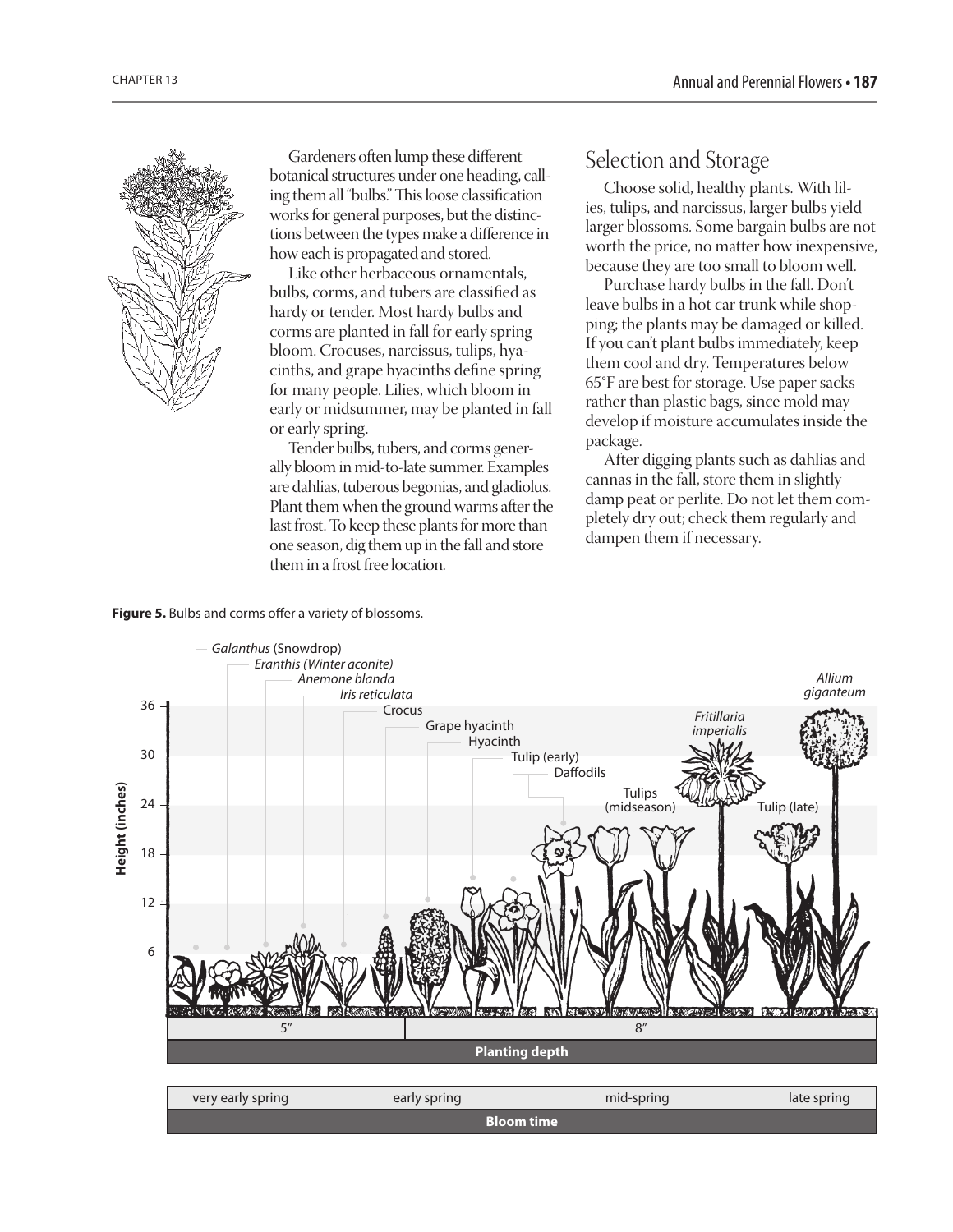Gardeners often lump these different botanical structures under one heading, calling them all "bulbs." This loose classification works for general purposes, but the distinctions between the types make a difference in how each is propagated and stored.

Like other herbaceous ornamentals, bulbs, corms, and tubers are classified as hardy or tender. Most hardy bulbs and corms are planted in fall for early spring bloom. Crocuses, narcissus, tulips, hyacinths, and grape hyacinths define spring for many people. Lilies, which bloom in early or midsummer, may be planted in fall or early spring.

Tender bulbs, tubers, and corms generally bloom in mid-to-late summer. Examples are dahlias, tuberous begonias, and gladiolus. Plant them when the ground warms after the last frost. To keep these plants for more than one season, dig them up in the fall and store them in a frost free location.

## Selection and Storage

Choose solid, healthy plants. With lilies, tulips, and narcissus, larger bulbs yield larger blossoms. Some bargain bulbs are not worth the price, no matter how inexpensive, because they are too small to bloom well.

Purchase hardy bulbs in the fall. Don't leave bulbs in a hot car trunk while shopping; the plants may be damaged or killed. If you can't plant bulbs immediately, keep them cool and dry. Temperatures below 65°F are best for storage. Use paper sacks rather than plastic bags, since mold may develop if moisture accumulates inside the package.

After digging plants such as dahlias and cannas in the fall, store them in slightly damp peat or perlite. Do not let them completely dry out; check them regularly and dampen them if necessary.

**Figure 5.** Bulbs and corms offer a variety of blossoms.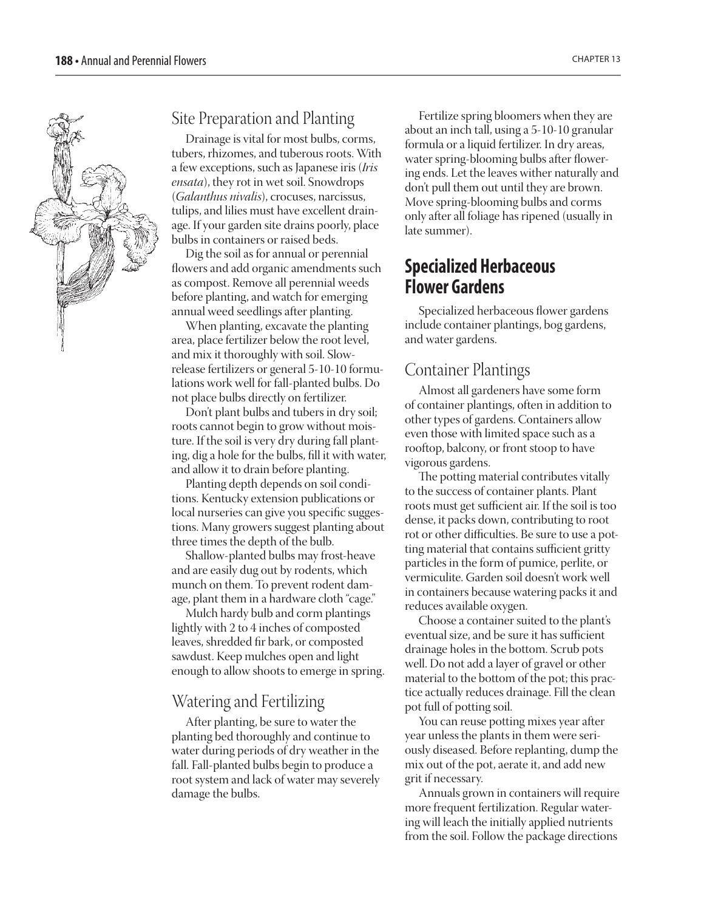### Site Preparation and Planting

Drainage is vital for most bulbs, corms, tubers, rhizomes, and tuberous roots. With a few exceptions, such as Japanese iris (*Iris ensata*), they rot in wet soil. Snowdrops (*Galanthus nivalis*), crocuses, narcissus, tulips, and lilies must have excellent drainage. If your garden site drains poorly, place bulbs in containers or raised beds.

Dig the soil as for annual or perennial flowers and add organic amendments such as compost. Remove all perennial weeds before planting, and watch for emerging annual weed seedlings after planting.

When planting, excavate the planting area, place fertilizer below the root level, and mix it thoroughly with soil. Slow-release fertilizers or general 5-10-10 formulations work well for fall-planted bulbs. Do not place bulbs directly on fertilizer.

Don't plant bulbs and tubers in dry soil; roots cannot begin to grow without moisture. If the soil is very dry during fall planting, dig a hole for the bulbs, fill it with water, and allow it to drain before planting.

Planting depth depends on soil conditions. Kentucky extension publications or local nurseries can give you specific suggestions. Many growers suggest planting about three times the depth of the bulb.

Shallow-planted bulbs may frost-heave and are easily dug out by rodents, which munch on them. To prevent rodent damage, plant them in a hardware cloth "cage."

Mulch hardy bulb and corm plantings lightly with 2 to 4 inches of composted leaves, shredded fir bark, or composted sawdust. Keep mulches open and light enough to allow shoots to emerge in spring.

### Watering and Fertilizing

After planting, be sure to water the planting bed thoroughly and continue to water during periods of dry weather in the fall. Fall-planted bulbs begin to produce a root system and lack of water may severely damage the bulbs.

Fertilize spring bloomers when they are about an inch tall, using a 5-10-10 granular formula or a liquid fertilizer. In dry areas, water spring-blooming bulbs after flowering ends. Let the leaves wither naturally and don't pull them out until they are brown. Move spring-blooming bulbs and corms only after all foliage has ripened (usually in late summer).

## Specialized Herbaceous Flower Gardens

Specialized herbaceous flower gardens include container plantings, bog gardens, and water gardens.

### Container Plantings

Almost all gardeners have some form of container plantings, often in addition to other types of gardens. Containers allow even those with limited space such as a rooftop, balcony, or front stoop to have vigorous gardens.

The potting material contributes vitally to the success of container plants. Plant roots must get sufficient air. If the soil is too dense, it packs down, contributing to root rot or other difficulties. Be sure to use a potting material that contains sufficient gritty particles in the form of pumice, perlite, or vermiculite. Garden soil doesn't work well in containers because watering packs it and reduces available oxygen.

Choose a container suited to the plant's eventual size, and be sure it has sufficient drainage holes in the bottom. Scrub pots well. Do not add a layer of gravel or other material to the bottom of the pot; this practice actually reduces drainage. Fill the clean pot full of potting soil.

You can reuse potting mixes year after year unless the plants in them were seriously diseased. Before replanting, dump the mix out of the pot, aerate it, and add new grit if necessary.

Annuals grown in containers will require more frequent fertilization. Regular watering will leach the initially applied nutrients from the soil. Follow the package directions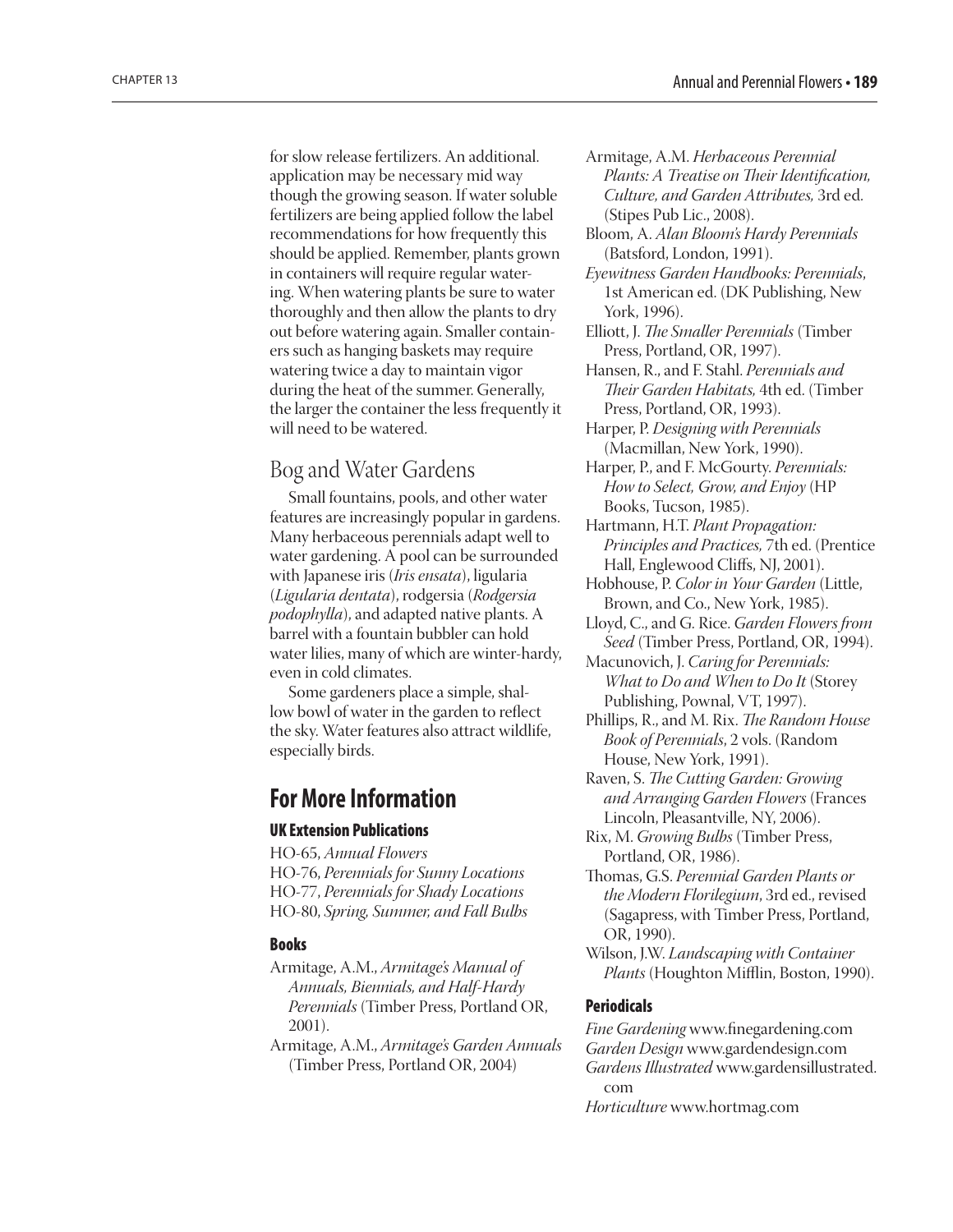for slow release fertilizers. An additional. application may be necessary mid way though the growing season. If water soluble fertilizers are being applied follow the label recommendations for how frequently this should be applied. Remember, plants grown in containers will require regular watering. When watering plants be sure to water thoroughly and then allow the plants to dry out before watering again. Smaller containers such as hanging baskets may require watering twice a day to maintain vigor during the heat of the summer. Generally, the larger the container the less frequently it will need to be watered.

## Bog and Water Gardens

Small fountains, pools, and other water features are increasingly popular in gardens. Many herbaceous perennials adapt well to water gardening. A pool can be surrounded with Japanese iris (*Iris ensata*), ligularia (*Ligularia dentata*), rodgersia (*Rodgersia podophylla*), and adapted native plants. A barrel with a fountain bubbler can hold water lilies, many of which are winter-hardy, even in cold climates.

Some gardeners place a simple, shallow bowl of water in the garden to reflect the sky. Water features also attract wildlife, especially birds.

# For More Information

### UK Extension Publications

HO-65, *Annual Flowers*
HO-76, *Perennials for Sunny Locations*
HO-77, *Perennials for Shady Locations*
HO-80, *Spring, Summer, and Fall Bulbs*

### Books

Armitage, A.M., *Armitage's Manual of Annuals, Biennials, and Half-Hardy Perennials* (Timber Press, Portland OR, 2001).

Armitage, A.M., *Armitage's Garden Annuals* (Timber Press, Portland OR, 2004)

Armitage, A.M. *Herbaceous Perennial Plants: A Treatise on Their Identification, Culture, and Garden Attributes,* 3rd ed. (Stipes Pub Lic., 2008).

Bloom, A. *Alan Bloom's Hardy Perennials* (Batsford, London, 1991).

*Eyewitness Garden Handbooks: Perennials*, 1st American ed. (DK Publishing, New York, 1996).

Elliott, J. *The Smaller Perennials* (Timber Press, Portland, OR, 1997).

Hansen, R., and F. Stahl. *Perennials and Their Garden Habitats,* 4th ed. (Timber Press, Portland, OR, 1993).

Harper, P. *Designing with Perennials* (Macmillan, New York, 1990).

Harper, P., and F. McGourty. *Perennials: How to Select, Grow, and Enjoy* (HP Books, Tucson, 1985).

Hartmann, H.T. *Plant Propagation: Principles and Practices,* 7th ed. (Prentice Hall, Englewood Cliffs, NJ, 2001).

Hobhouse, P. *Color in Your Garden* (Little, Brown, and Co., New York, 1985).

Lloyd, C., and G. Rice. *Garden Flowers from Seed* (Timber Press, Portland, OR, 1994).

Macunovich, J. *Caring for Perennials: What to Do and When to Do It* (Storey Publishing, Pownal, VT, 1997).

Phillips, R., and M. Rix. *The Random House Book of Perennials*, 2 vols. (Random House, New York, 1991).

Raven, S. *The Cutting Garden: Growing and Arranging Garden Flowers* (Frances Lincoln, Pleasantville, NY, 2006).

Rix, M. *Growing Bulbs* (Timber Press, Portland, OR, 1986).

Thomas, G.S. *Perennial Garden Plants or the Modern Florilegium*, 3rd ed., revised (Sagapress, with Timber Press, Portland, OR, 1990).

Wilson, J.W. *Landscaping with Container Plants* (Houghton Mifflin, Boston, 1990).

### Periodicals

*Fine Gardening* www.finegardening.com
*Garden Design* www.gardendesign.com
*Gardens Illustrated* www.gardensillustrated.com
*Horticulture* www.hortmag.com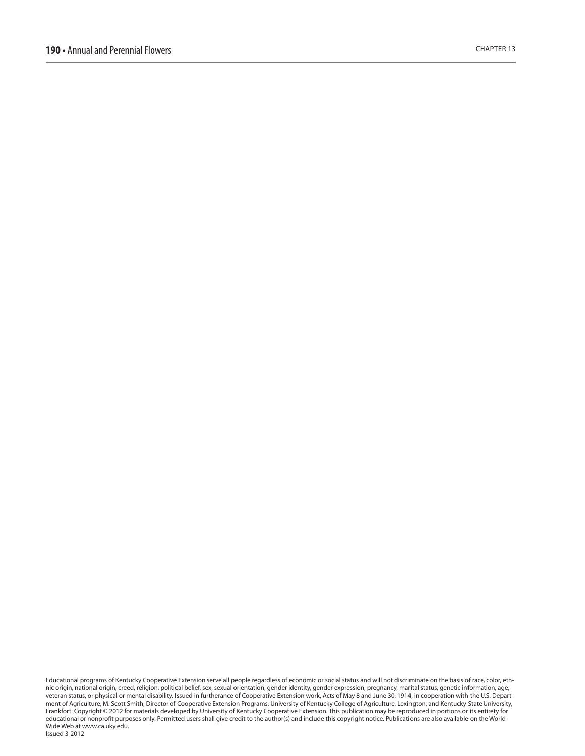Educational programs of Kentucky Cooperative Extension serve all people regardless of economic or social status and will not discriminate on the basis of race, color, ethnic origin, national origin, creed, religion, political belief, sex, sexual orientation, gender identity, gender expression, pregnancy, marital status, genetic information, age, veteran status, or physical or mental disability. Issued in furtherance of Cooperative Extension work, Acts of May 8 and June 30, 1914, in cooperation with the U.S. Department of Agriculture, M. Scott Smith, Director of Cooperative Extension Programs, University of Kentucky College of Agriculture, Lexington, and Kentucky State University, Frankfort. Copyright © 2012 for materials developed by University of Kentucky Cooperative Extension. This publication may be reproduced in portions or its entirety for educational or nonprofit purposes only. Permitted users shall give credit to the author(s) and include this copyright notice. Publications are also available on the World Wide Web at www.ca.uky.edu.
Issued 3-2012